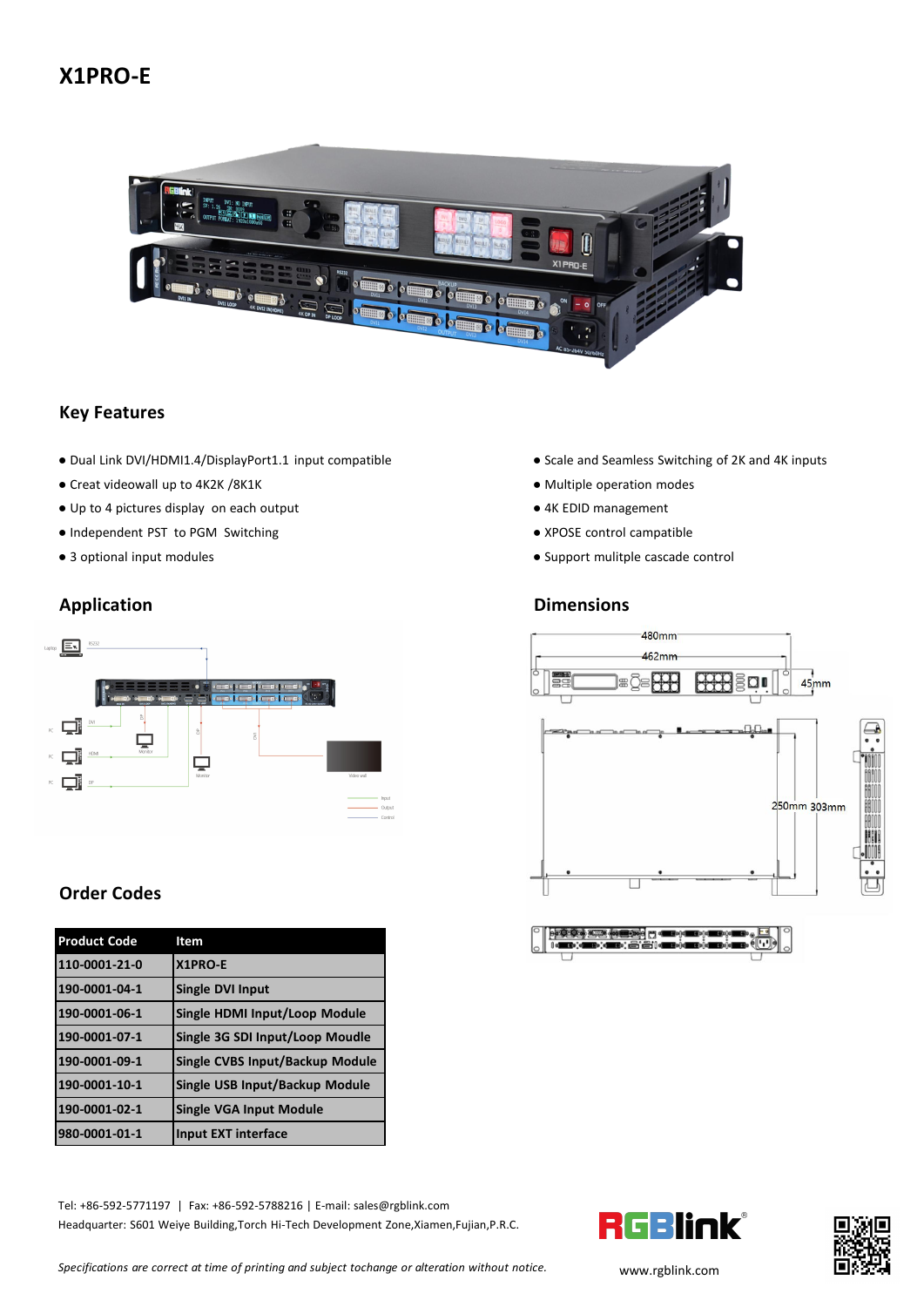# X1PRO-E

## Key Features

- Dual Link DVI/HDMI1.4/DisplayPort1.1 input compatible
- Creat videowall up to 4K2K /8K1K
- Up to 4 pictures display on each output
- Independent PST to PGM Switching
- 3 optional input modules
- Scale and Seamless Switching of 2K and 4K inputs
- Multiple operation modes
- 4K EDID management
- XPOSE control campatible
- Support mulitple cascade control

## Application

## Dimensions

480mm

462mm

45mm

250mm 303mm

## Order Codes

| Product Code | Item |
|---|---|
| 110-0001-21-0 | X1PRO-E |
| 190-0001-04-1 | Single DVI Input |
| 190-0001-06-1 | Single HDMI Input/Loop Module |
| 190-0001-07-1 | Single 3G SDI Input/Loop Moudle |
| 190-0001-09-1 | Single CVBS Input/Backup Module |
| 190-0001-10-1 | Single USB Input/Backup Module |
| 190-0001-02-1 | Single VGA Input Module |
| 980-0001-01-1 | Input EXT interface |

Tel: +86-592-5771197 | Fax: +86-592-5788216 | E-mail: sales@rgblink.com

Headquarter: S601 Weiye Building,Torch Hi-Tech Development Zone,Xiamen,Fujian,P.R.C.

*Specifications are correct at time of printing and subject tochange or alteration without notice.*

www.rgblink.com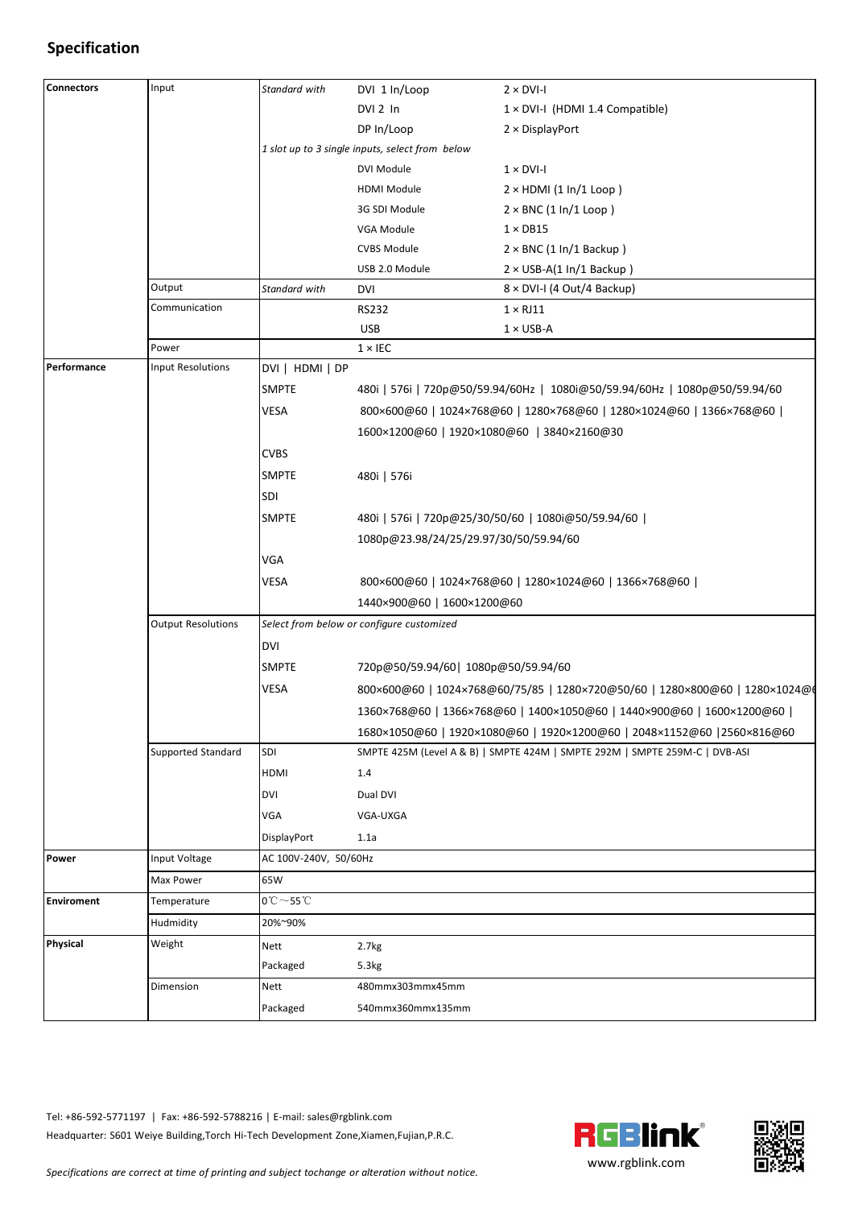## Specification

| | | | | |
|---|---|---|---|---|
| **Connectors** | Input | *Standard with* | DVI 1 In/Loop | 2 × DVI-I |
| | | | DVI 2 In | 1 × DVI-I (HDMI 1.4 Compatible) |
| | | | DP In/Loop | 2 × DisplayPort |
| | | *1 slot up to 3 single inputs, select from below* | | |
| | | | DVI Module | 1 × DVI-I |
| | | | HDMI Module | 2 × HDMI (1 In/1 Loop ) |
| | | | 3G SDI Module | 2 × BNC (1 In/1 Loop ) |
| | | | VGA Module | 1 × DB15 |
| | | | CVBS Module | 2 × BNC (1 In/1 Backup ) |
| | | | USB 2.0 Module | 2 × USB-A(1 In/1 Backup ) |
| | Output | *Standard with* | DVI | 8 × DVI-I (4 Out/4 Backup) |
| | Communication | | RS232 | 1 × RJ11 |
| | | | USB | 1 × USB-A |
| | Power | | 1 × IEC | |
| **Performance** | Input Resolutions | DVI \| HDMI \| DP | | |
| | | SMPTE | 480i \| 576i \| 720p@50/59.94/60Hz \| 1080i@50/59.94/60Hz \| 1080p@50/59.94/60 | |
| | | VESA | 800×600@60 \| 1024×768@60 \| 1280×768@60 \| 1280×1024@60 \| 1366×768@60 \| 1600×1200@60 \| 1920×1080@60 \| 3840×2160@30 | |
| | | CVBS | | |
| | | SMPTE | 480i \| 576i | |
| | | SDI | | |
| | | SMPTE | 480i \| 576i \| 720p@25/30/50/60 \| 1080i@50/59.94/60 \| 1080p@23.98/24/25/29.97/30/50/59.94/60 | |
| | | VGA | | |
| | | VESA | 800×600@60 \| 1024×768@60 \| 1280×1024@60 \| 1366×768@60 \| 1440×900@60 \| 1600×1200@60 | |
| | Output Resolutions | *Select from below or configure customized* | | |
| | | DVI | | |
| | | SMPTE | 720p@50/59.94/60\| 1080p@50/59.94/60 | |
| | | VESA | 800×600@60 \| 1024×768@60/75/85 \| 1280×720@50/60 \| 1280×800@60 \| 1280×1024@60 \| 1360×768@60 \| 1366×768@60 \| 1400×1050@60 \| 1440×900@60 \| 1600×1200@60 \| 1680×1050@60 \| 1920×1080@60 \| 1920×1200@60 \| 2048×1152@60 \|2560×816@60 | |
| | Supported Standard | SDI | SMPTE 425M (Level A & B) \| SMPTE 424M \| SMPTE 292M \| SMPTE 259M-C \| DVB-ASI | |
| | | HDMI | 1.4 | |
| | | DVI | Dual DVI | |
| | | VGA | VGA-UXGA | |
| | | DisplayPort | 1.1a | |
| **Power** | Input Voltage | AC 100V-240V, 50/60Hz | | |
| | Max Power | 65W | | |
| **Enviroment** | Temperature | 0℃～55℃ | | |
| | Hudmidity | 20%~90% | | |
| **Physical** | Weight | Nett | 2.7kg | |
| | | Packaged | 5.3kg | |
| | Dimension | Nett | 480mmx303mmx45mm | |
| | | Packaged | 540mmx360mmx135mm | |

Tel: +86-592-5771197 | Fax: +86-592-5788216 | E-mail: sales@rgblink.com
Headquarter: S601 Weiye Building,Torch Hi-Tech Development Zone,Xiamen,Fujian,P.R.C.

*Specifications are correct at time of printing and subject tochange or alteration without notice.*

www.rgblink.com